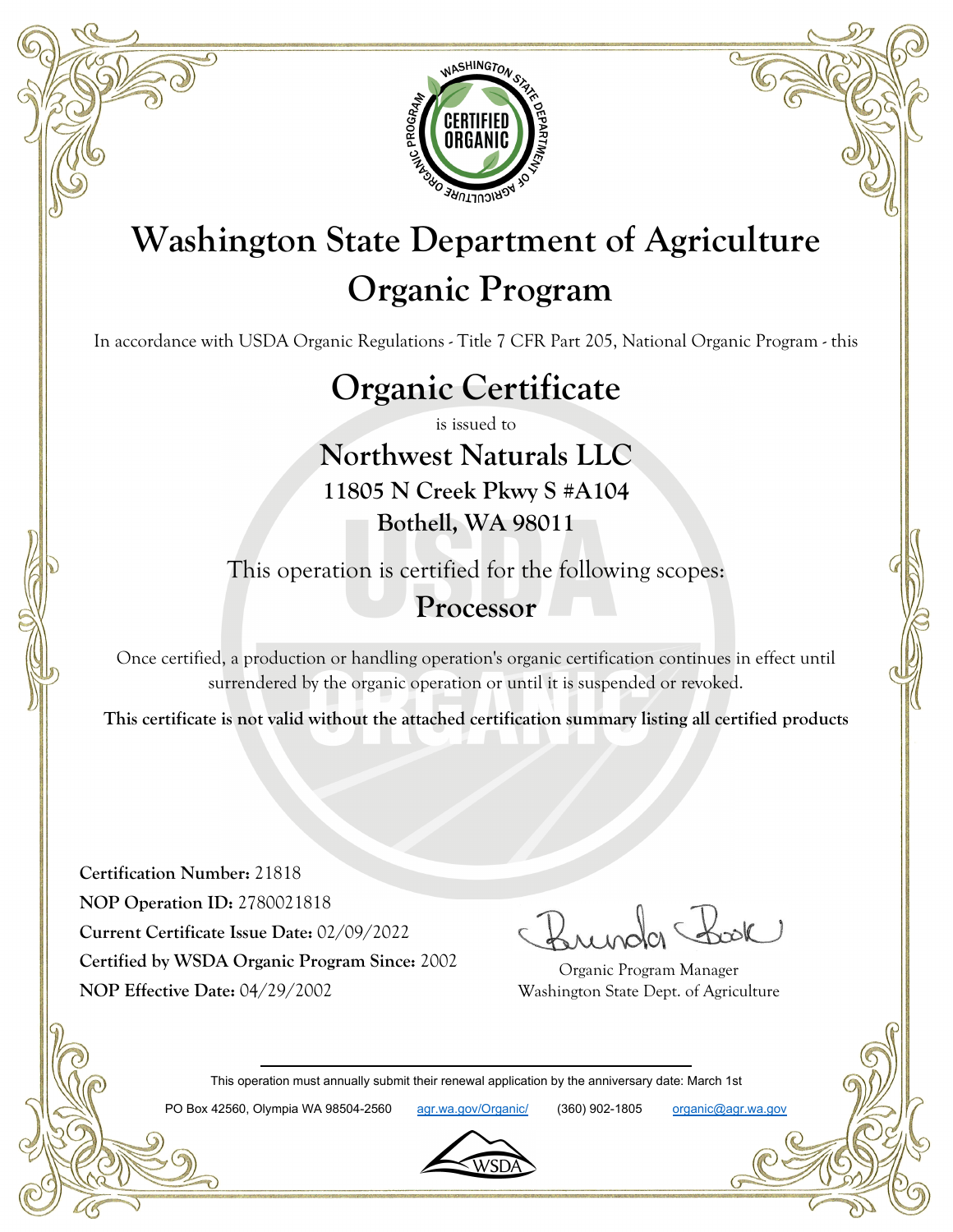# Washington State Department of Agriculture
# Organic Program

In accordance with USDA Organic Regulations - Title 7 CFR Part 205, National Organic Program - this

## Organic Certificate

is issued to

## Northwest Naturals LLC

**11805 N Creek Pkwy S #A104**

**Bothell, WA 98011**

This operation is certified for the following scopes:

**Processor**

Once certified, a production or handling operation's organic certification continues in effect until surrendered by the organic operation or until it is suspended or revoked.

**This certificate is not valid without the attached certification summary listing all certified products**

**Certification Number:** 21818
**NOP Operation ID:** 2780021818
**Current Certificate Issue Date:** 02/09/2022
**Certified by WSDA Organic Program Since:** 2002
**NOP Effective Date:** 04/29/2002

Brenda Book
Organic Program Manager
Washington State Dept. of Agriculture

This operation must annually submit their renewal application by the anniversary date: March 1st

PO Box 42560, Olympia WA 98504-2560 agr.wa.gov/Organic/ (360) 902-1805 organic@agr.wa.gov

WSDA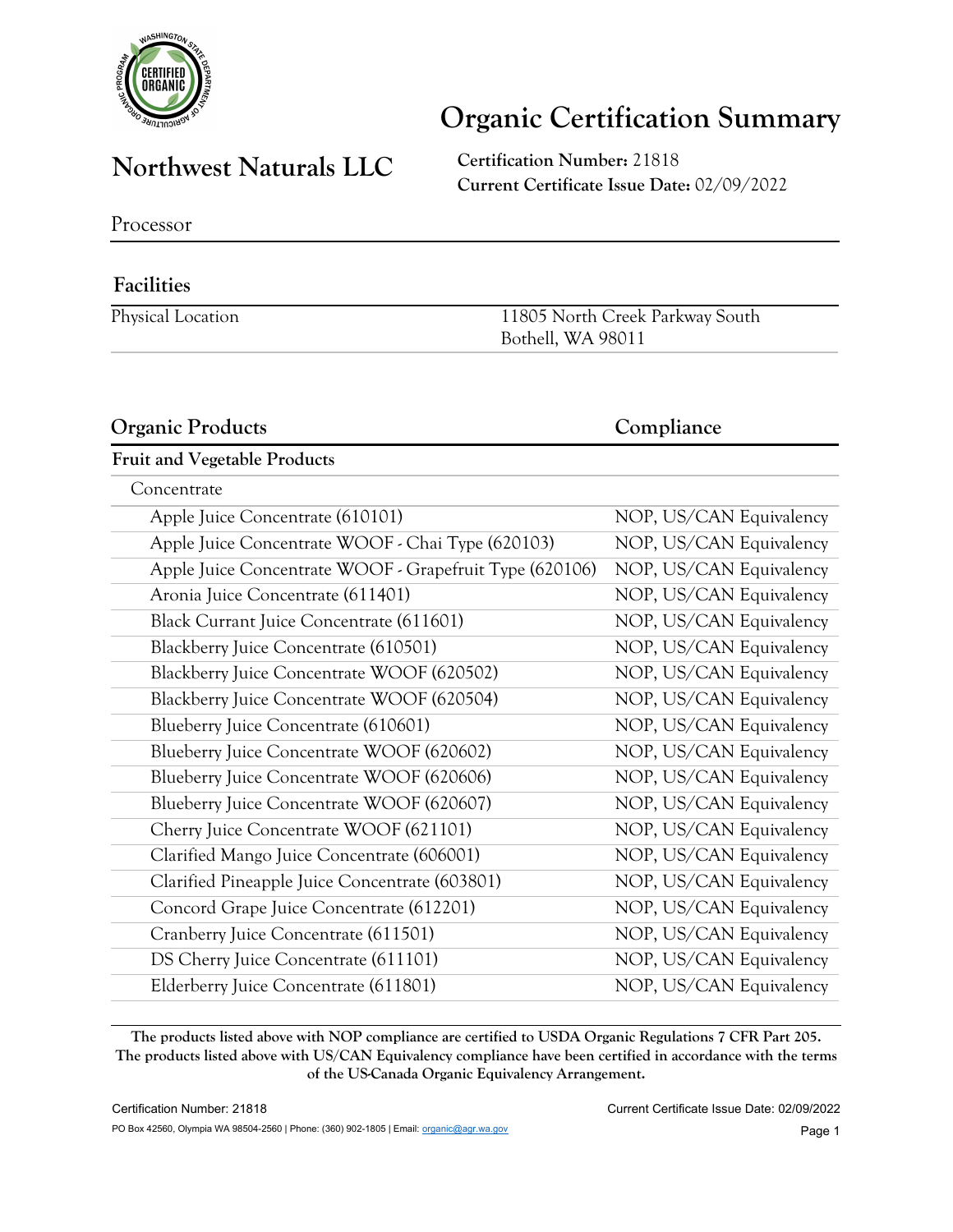# Organic Certification Summary

## Northwest Naturals LLC

**Certification Number:** 21818
**Current Certificate Issue Date:** 02/09/2022

Processor

### Facilities

| | |
|---|---|
| Physical Location | 11805 North Creek Parkway South<br>Bothell, WA 98011 |

### Organic Products

| Organic Products | Compliance |
|---|---|
| **Fruit and Vegetable Products** | |
| Concentrate | |
| Apple Juice Concentrate (610101) | NOP, US/CAN Equivalency |
| Apple Juice Concentrate WOOF - Chai Type (620103) | NOP, US/CAN Equivalency |
| Apple Juice Concentrate WOOF - Grapefruit Type (620106) | NOP, US/CAN Equivalency |
| Aronia Juice Concentrate (611401) | NOP, US/CAN Equivalency |
| Black Currant Juice Concentrate (611601) | NOP, US/CAN Equivalency |
| Blackberry Juice Concentrate (610501) | NOP, US/CAN Equivalency |
| Blackberry Juice Concentrate WOOF (620502) | NOP, US/CAN Equivalency |
| Blackberry Juice Concentrate WOOF (620504) | NOP, US/CAN Equivalency |
| Blueberry Juice Concentrate (610601) | NOP, US/CAN Equivalency |
| Blueberry Juice Concentrate WOOF (620602) | NOP, US/CAN Equivalency |
| Blueberry Juice Concentrate WOOF (620606) | NOP, US/CAN Equivalency |
| Blueberry Juice Concentrate WOOF (620607) | NOP, US/CAN Equivalency |
| Cherry Juice Concentrate WOOF (621101) | NOP, US/CAN Equivalency |
| Clarified Mango Juice Concentrate (606001) | NOP, US/CAN Equivalency |
| Clarified Pineapple Juice Concentrate (603801) | NOP, US/CAN Equivalency |
| Concord Grape Juice Concentrate (612201) | NOP, US/CAN Equivalency |
| Cranberry Juice Concentrate (611501) | NOP, US/CAN Equivalency |
| DS Cherry Juice Concentrate (611101) | NOP, US/CAN Equivalency |
| Elderberry Juice Concentrate (611801) | NOP, US/CAN Equivalency |

**The products listed above with NOP compliance are certified to USDA Organic Regulations 7 CFR Part 205. The products listed above with US/CAN Equivalency compliance have been certified in accordance with the terms of the US-Canada Organic Equivalency Arrangement.**

PO Box 42560, Olympia WA 98504-2560 | Phone: (360) 902-1805 | Email: organic@agr.wa.gov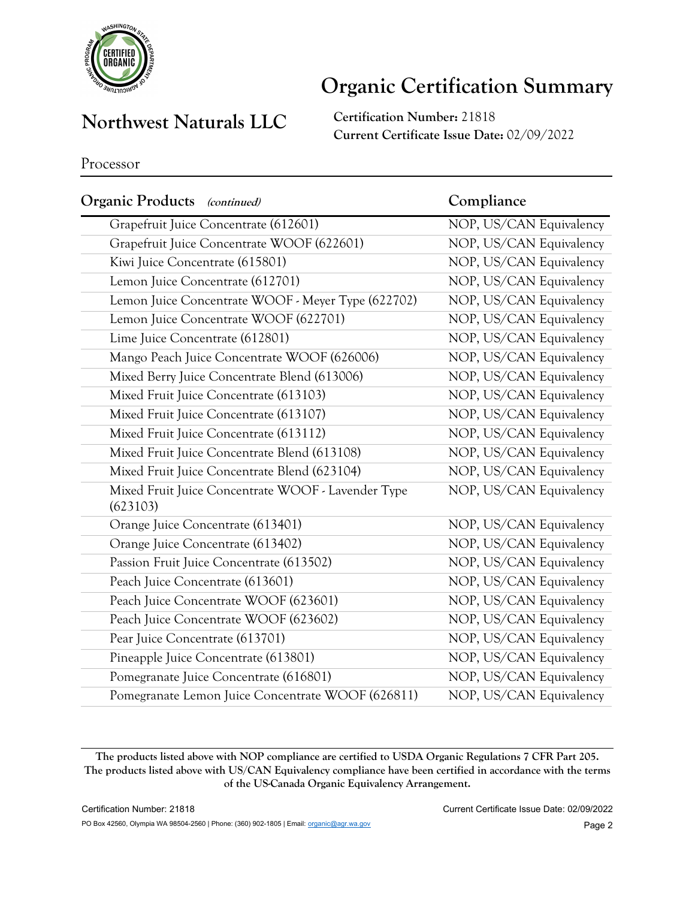# Organic Certification Summary

## Northwest Naturals LLC

**Certification Number:** 21818
**Current Certificate Issue Date:** 02/09/2022

Processor

| **Organic Products** *(continued)* | **Compliance** |
| --- | --- |
| Grapefruit Juice Concentrate (612601) | NOP, US/CAN Equivalency |
| Grapefruit Juice Concentrate WOOF (622601) | NOP, US/CAN Equivalency |
| Kiwi Juice Concentrate (615801) | NOP, US/CAN Equivalency |
| Lemon Juice Concentrate (612701) | NOP, US/CAN Equivalency |
| Lemon Juice Concentrate WOOF - Meyer Type (622702) | NOP, US/CAN Equivalency |
| Lemon Juice Concentrate WOOF (622701) | NOP, US/CAN Equivalency |
| Lime Juice Concentrate (612801) | NOP, US/CAN Equivalency |
| Mango Peach Juice Concentrate WOOF (626006) | NOP, US/CAN Equivalency |
| Mixed Berry Juice Concentrate Blend (613006) | NOP, US/CAN Equivalency |
| Mixed Fruit Juice Concentrate (613103) | NOP, US/CAN Equivalency |
| Mixed Fruit Juice Concentrate (613107) | NOP, US/CAN Equivalency |
| Mixed Fruit Juice Concentrate (613112) | NOP, US/CAN Equivalency |
| Mixed Fruit Juice Concentrate Blend (613108) | NOP, US/CAN Equivalency |
| Mixed Fruit Juice Concentrate Blend (623104) | NOP, US/CAN Equivalency |
| Mixed Fruit Juice Concentrate WOOF - Lavender Type (623103) | NOP, US/CAN Equivalency |
| Orange Juice Concentrate (613401) | NOP, US/CAN Equivalency |
| Orange Juice Concentrate (613402) | NOP, US/CAN Equivalency |
| Passion Fruit Juice Concentrate (613502) | NOP, US/CAN Equivalency |
| Peach Juice Concentrate (613601) | NOP, US/CAN Equivalency |
| Peach Juice Concentrate WOOF (623601) | NOP, US/CAN Equivalency |
| Peach Juice Concentrate WOOF (623602) | NOP, US/CAN Equivalency |
| Pear Juice Concentrate (613701) | NOP, US/CAN Equivalency |
| Pineapple Juice Concentrate (613801) | NOP, US/CAN Equivalency |
| Pomegranate Juice Concentrate (616801) | NOP, US/CAN Equivalency |
| Pomegranate Lemon Juice Concentrate WOOF (626811) | NOP, US/CAN Equivalency |

**The products listed above with NOP compliance are certified to USDA Organic Regulations 7 CFR Part 205. The products listed above with US/CAN Equivalency compliance have been certified in accordance with the terms of the US-Canada Organic Equivalency Arrangement.**

PO Box 42560, Olympia WA 98504-2560 | Phone: (360) 902-1805 | Email: organic@agr.wa.gov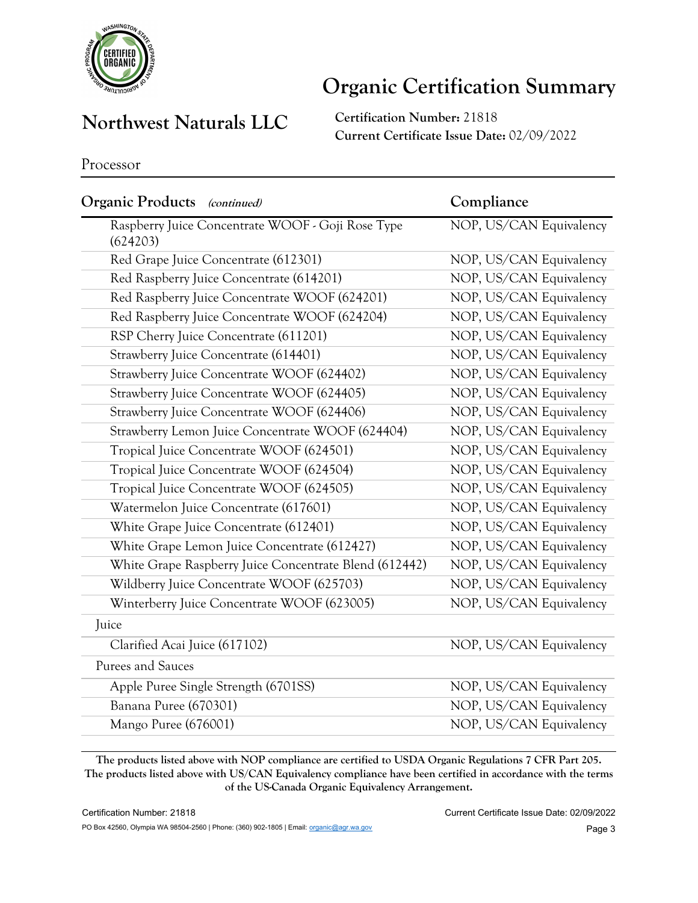# Organic Certification Summary

## Northwest Naturals LLC

**Certification Number:** 21818
**Current Certificate Issue Date:** 02/09/2022

Processor

| **Organic Products** *(continued)* | **Compliance** |
| --- | --- |
| Raspberry Juice Concentrate WOOF - Goji Rose Type (624203) | NOP, US/CAN Equivalency |
| Red Grape Juice Concentrate (612301) | NOP, US/CAN Equivalency |
| Red Raspberry Juice Concentrate (614201) | NOP, US/CAN Equivalency |
| Red Raspberry Juice Concentrate WOOF (624201) | NOP, US/CAN Equivalency |
| Red Raspberry Juice Concentrate WOOF (624204) | NOP, US/CAN Equivalency |
| RSP Cherry Juice Concentrate (611201) | NOP, US/CAN Equivalency |
| Strawberry Juice Concentrate (614401) | NOP, US/CAN Equivalency |
| Strawberry Juice Concentrate WOOF (624402) | NOP, US/CAN Equivalency |
| Strawberry Juice Concentrate WOOF (624405) | NOP, US/CAN Equivalency |
| Strawberry Juice Concentrate WOOF (624406) | NOP, US/CAN Equivalency |
| Strawberry Lemon Juice Concentrate WOOF (624404) | NOP, US/CAN Equivalency |
| Tropical Juice Concentrate WOOF (624501) | NOP, US/CAN Equivalency |
| Tropical Juice Concentrate WOOF (624504) | NOP, US/CAN Equivalency |
| Tropical Juice Concentrate WOOF (624505) | NOP, US/CAN Equivalency |
| Watermelon Juice Concentrate (617601) | NOP, US/CAN Equivalency |
| White Grape Juice Concentrate (612401) | NOP, US/CAN Equivalency |
| White Grape Lemon Juice Concentrate (612427) | NOP, US/CAN Equivalency |
| White Grape Raspberry Juice Concentrate Blend (612442) | NOP, US/CAN Equivalency |
| Wildberry Juice Concentrate WOOF (625703) | NOP, US/CAN Equivalency |
| Winterberry Juice Concentrate WOOF (623005) | NOP, US/CAN Equivalency |
| Juice | |
| Clarified Acai Juice (617102) | NOP, US/CAN Equivalency |
| Purees and Sauces | |
| Apple Puree Single Strength (6701SS) | NOP, US/CAN Equivalency |
| Banana Puree (670301) | NOP, US/CAN Equivalency |
| Mango Puree (676001) | NOP, US/CAN Equivalency |

**The products listed above with NOP compliance are certified to USDA Organic Regulations 7 CFR Part 205. The products listed above with US/CAN Equivalency compliance have been certified in accordance with the terms of the US-Canada Organic Equivalency Arrangement.**

PO Box 42560, Olympia WA 98504-2560 | Phone: (360) 902-1805 | Email: organic@agr.wa.gov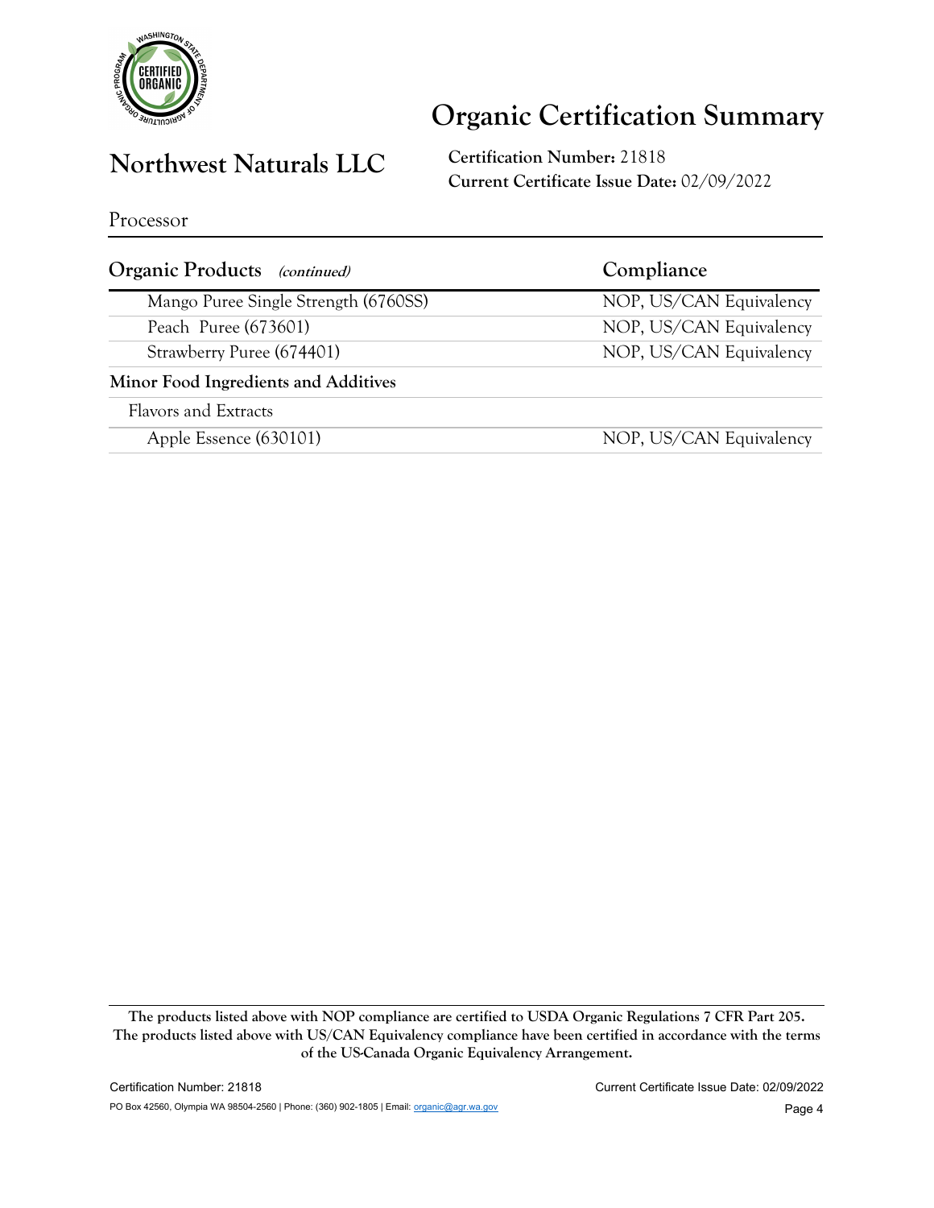# Organic Certification Summary

## Northwest Naturals LLC

**Certification Number:** 21818
**Current Certificate Issue Date:** 02/09/2022

Processor

| Organic Products *(continued)* | Compliance |
|---|---|
| Mango Puree Single Strength (6760SS) | NOP, US/CAN Equivalency |
| Peach Puree (673601) | NOP, US/CAN Equivalency |
| Strawberry Puree (674401) | NOP, US/CAN Equivalency |
| **Minor Food Ingredients and Additives** | |
| Flavors and Extracts | |
| Apple Essence (630101) | NOP, US/CAN Equivalency |

**The products listed above with NOP compliance are certified to USDA Organic Regulations 7 CFR Part 205. The products listed above with US/CAN Equivalency compliance have been certified in accordance with the terms of the US-Canada Organic Equivalency Arrangement.**

PO Box 42560, Olympia WA 98504-2560 | Phone: (360) 902-1805 | Email: organic@agr.wa.gov